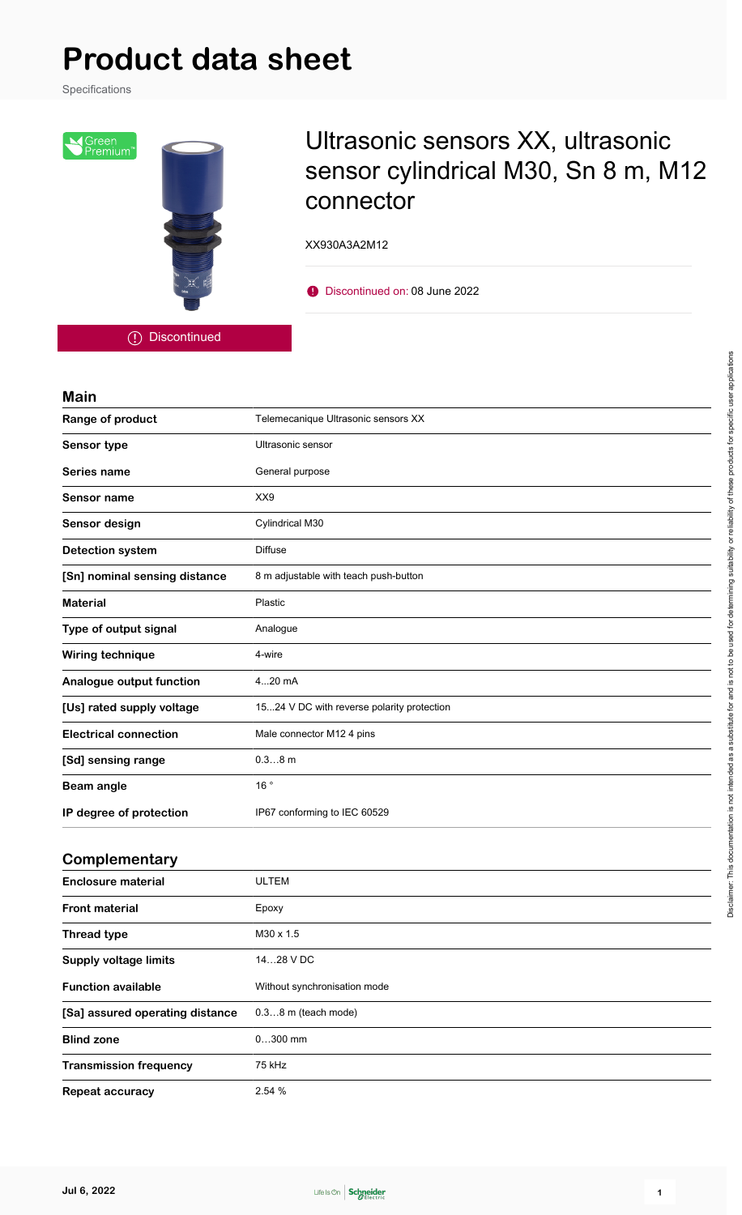# Product data sheet

Specifications

Green Premium™

Discontinued

## Ultrasonic sensors XX, ultrasonic sensor cylindrical M30, Sn 8 m, M12 connector

XX930A3A2M12

Discontinued on: 08 June 2022

Disclaimer: This documentation is not intended as a substitute for and is not to be used for determining suitability or reliability of these products for specific user applications

### Main

| | |
|---|---|
| Range of product | Telemecanique Ultrasonic sensors XX |
| Sensor type | Ultrasonic sensor |
| Series name | General purpose |
| Sensor name | XX9 |
| Sensor design | Cylindrical M30 |
| Detection system | Diffuse |
| [Sn] nominal sensing distance | 8 m adjustable with teach push-button |
| Material | Plastic |
| Type of output signal | Analogue |
| Wiring technique | 4-wire |
| Analogue output function | 4...20 mA |
| [Us] rated supply voltage | 15...24 V DC with reverse polarity protection |
| Electrical connection | Male connector M12 4 pins |
| [Sd] sensing range | 0.3...8 m |
| Beam angle | 16 ° |
| IP degree of protection | IP67 conforming to IEC 60529 |

### Complementary

| | |
|---|---|
| Enclosure material | ULTEM |
| Front material | Epoxy |
| Thread type | M30 x 1.5 |
| Supply voltage limits | 14...28 V DC |
| Function available | Without synchronisation mode |
| [Sa] assured operating distance | 0.3...8 m (teach mode) |
| Blind zone | 0...300 mm |
| Transmission frequency | 75 kHz |
| Repeat accuracy | 2.54 % |

Jul 6, 2022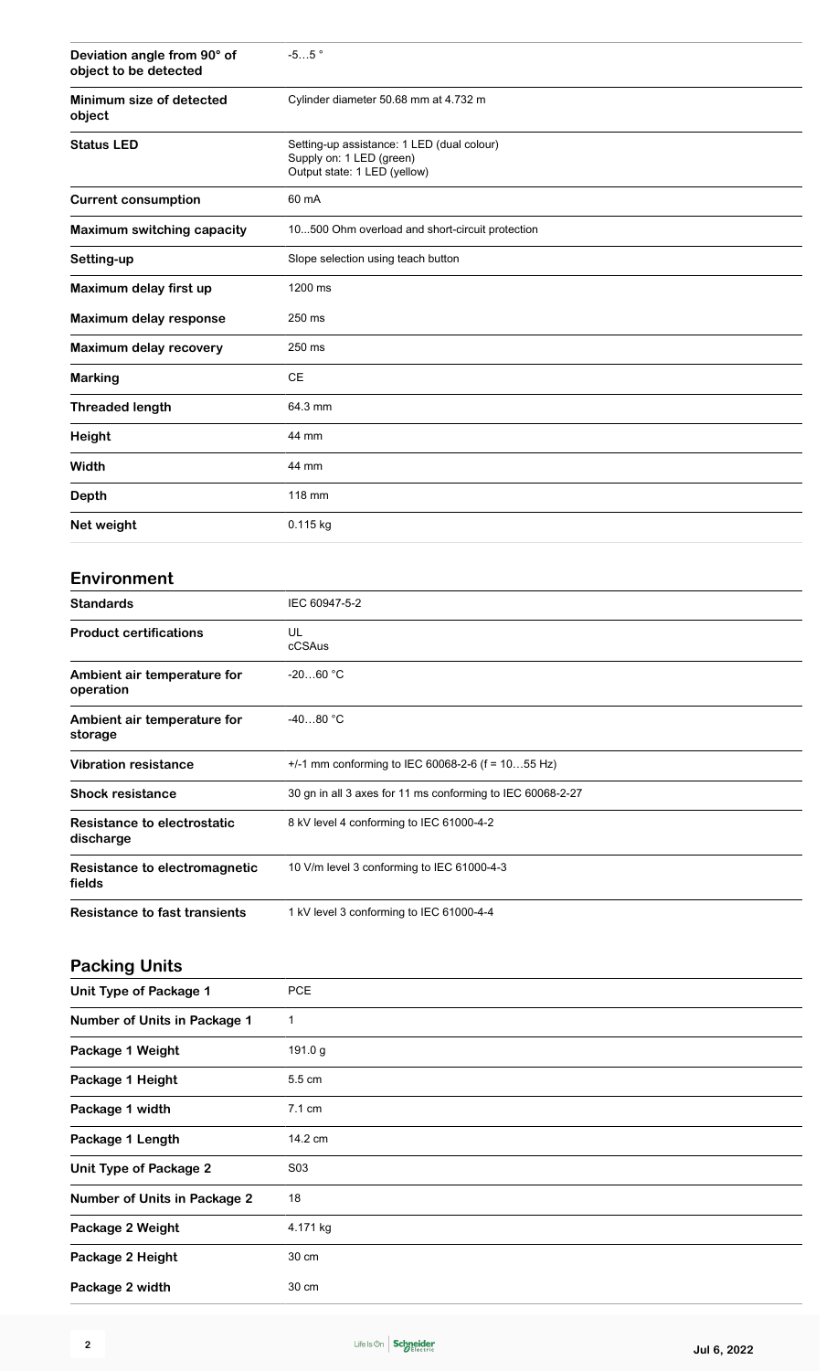| | |
|---|---|
| Deviation angle from 90° of object to be detected | -5…5 ° |
| Minimum size of detected object | Cylinder diameter 50.68 mm at 4.732 m |
| Status LED | Setting-up assistance: 1 LED (dual colour)<br>Supply on: 1 LED (green)<br>Output state: 1 LED (yellow) |
| Current consumption | 60 mA |
| Maximum switching capacity | 10...500 Ohm overload and short-circuit protection |
| Setting-up | Slope selection using teach button |
| Maximum delay first up | 1200 ms |
| Maximum delay response | 250 ms |
| Maximum delay recovery | 250 ms |
| Marking | CE |
| Threaded length | 64.3 mm |
| Height | 44 mm |
| Width | 44 mm |
| Depth | 118 mm |
| Net weight | 0.115 kg |

## Environment

| | |
|---|---|
| Standards | IEC 60947-5-2 |
| Product certifications | UL<br>cCSAus |
| Ambient air temperature for operation | -20…60 °C |
| Ambient air temperature for storage | -40…80 °C |
| Vibration resistance | +/-1 mm conforming to IEC 60068-2-6 (f = 10…55 Hz) |
| Shock resistance | 30 gn in all 3 axes for 11 ms conforming to IEC 60068-2-27 |
| Resistance to electrostatic discharge | 8 kV level 4 conforming to IEC 61000-4-2 |
| Resistance to electromagnetic fields | 10 V/m level 3 conforming to IEC 61000-4-3 |
| Resistance to fast transients | 1 kV level 3 conforming to IEC 61000-4-4 |

## Packing Units

| | |
|---|---|
| Unit Type of Package 1 | PCE |
| Number of Units in Package 1 | 1 |
| Package 1 Weight | 191.0 g |
| Package 1 Height | 5.5 cm |
| Package 1 width | 7.1 cm |
| Package 1 Length | 14.2 cm |
| Unit Type of Package 2 | S03 |
| Number of Units in Package 2 | 18 |
| Package 2 Weight | 4.171 kg |
| Package 2 Height | 30 cm |
| Package 2 width | 30 cm |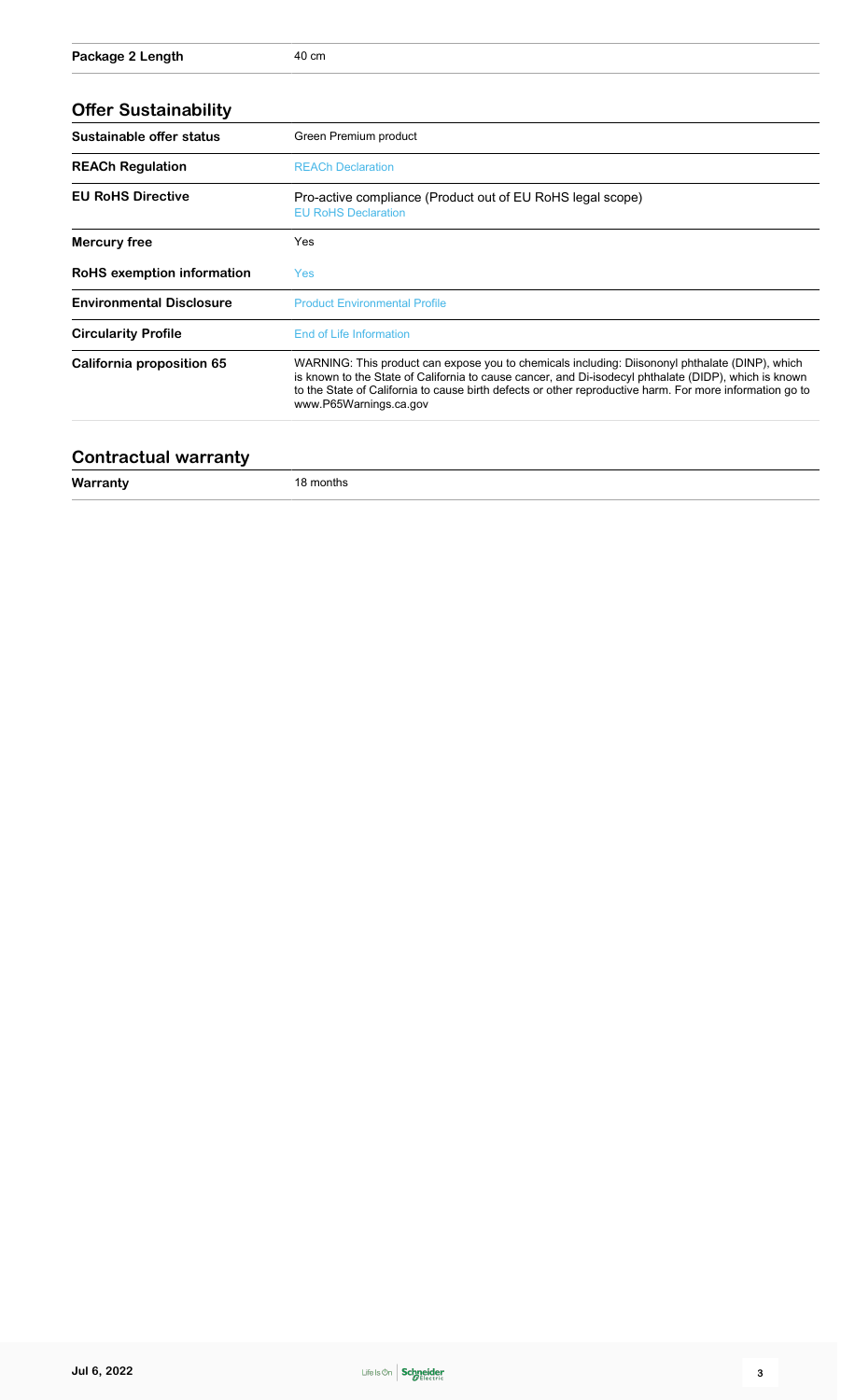| Package 2 Length | 40 cm |
| --- | --- |

## Offer Sustainability

| Sustainable offer status | Green Premium product |
| --- | --- |
| REACh Regulation | REACh Declaration |
| EU RoHS Directive | Pro-active compliance (Product out of EU RoHS legal scope)<br>EU RoHS Declaration |
| Mercury free | Yes |
| RoHS exemption information | Yes |
| Environmental Disclosure | Product Environmental Profile |
| Circularity Profile | End of Life Information |
| California proposition 65 | WARNING: This product can expose you to chemicals including: Diisononyl phthalate (DINP), which is known to the State of California to cause cancer, and Di-isodecyl phthalate (DIDP), which is known to the State of California to cause birth defects or other reproductive harm. For more information go to www.P65Warnings.ca.gov |

## Contractual warranty

| Warranty | 18 months |
| --- | --- |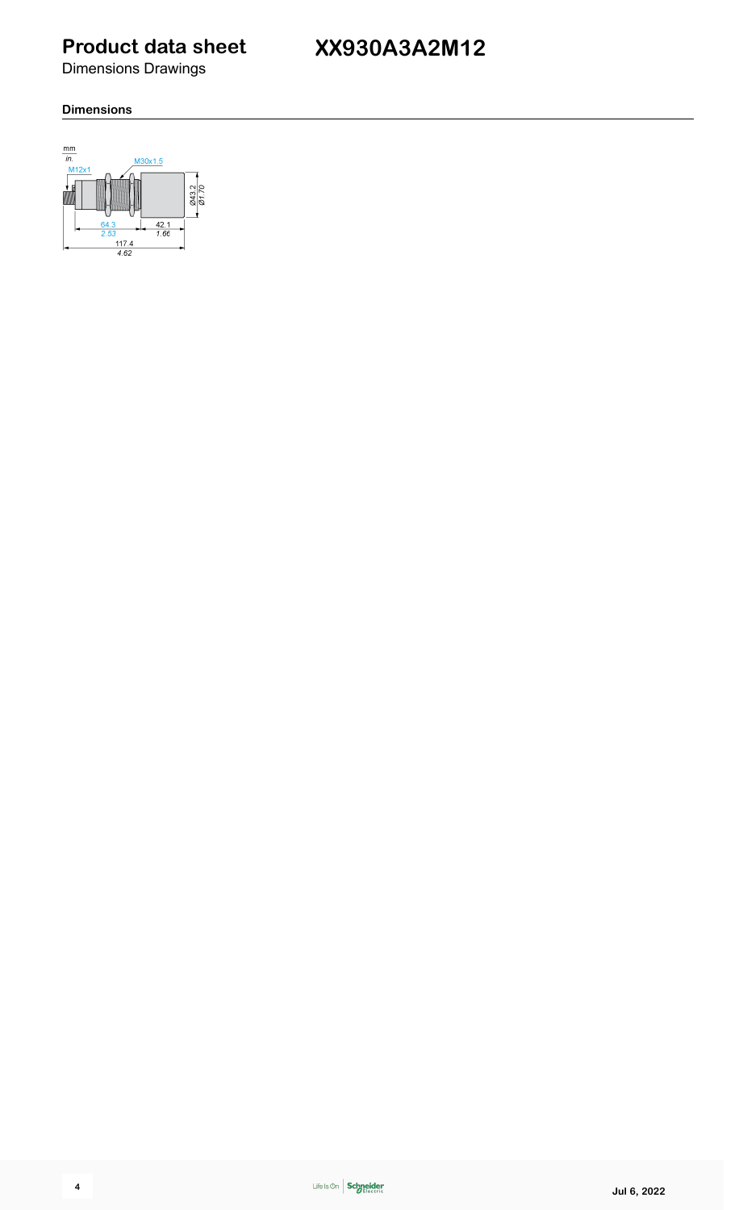# Product data sheet

Dimensions Drawings

# XX930A3A2M12

## Dimensions

mm
in.

M12x1

M30x1.5

Ø43.2
Ø1.70

64.3
2.53

42.1
1.66

117.4
4.62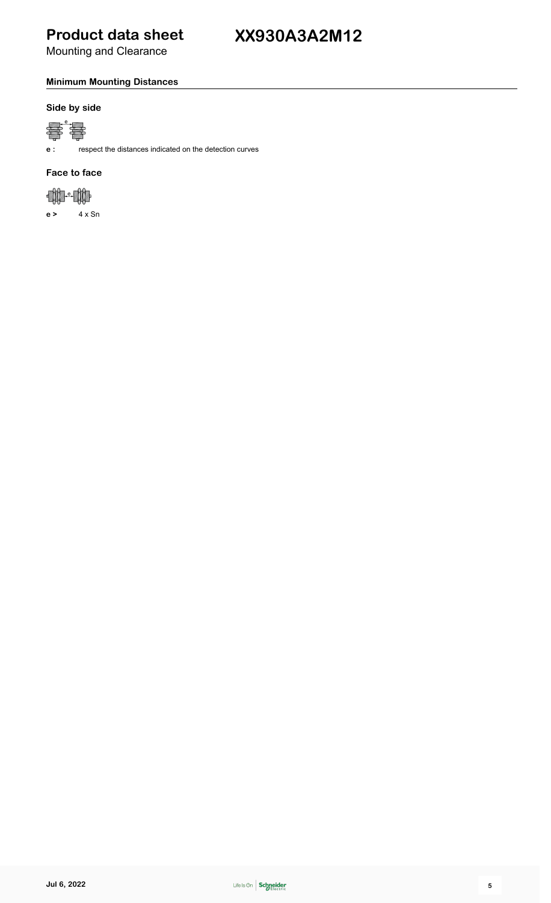# Product data sheet

Mounting and Clearance

# XX930A3A2M12

## Minimum Mounting Distances

### Side by side

**e :** respect the distances indicated on the detection curves

### Face to face

**e >** 4 x Sn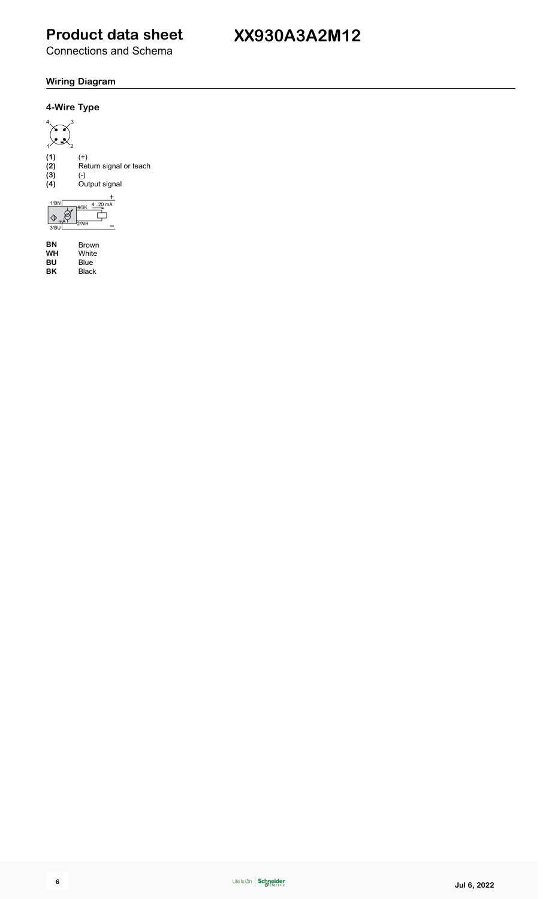# Product data sheet

Connections and Schema

# XX930A3A2M12

## Wiring Diagram

### 4-Wire Type

| | |
|---|---|
| **(1)** | (+) |
| **(2)** | Return signal or teach |
| **(3)** | (-) |
| **(4)** | Output signal |

| | |
|---|---|
| **BN** | Brown |
| **WH** | White |
| **BU** | Blue |
| **BK** | Black |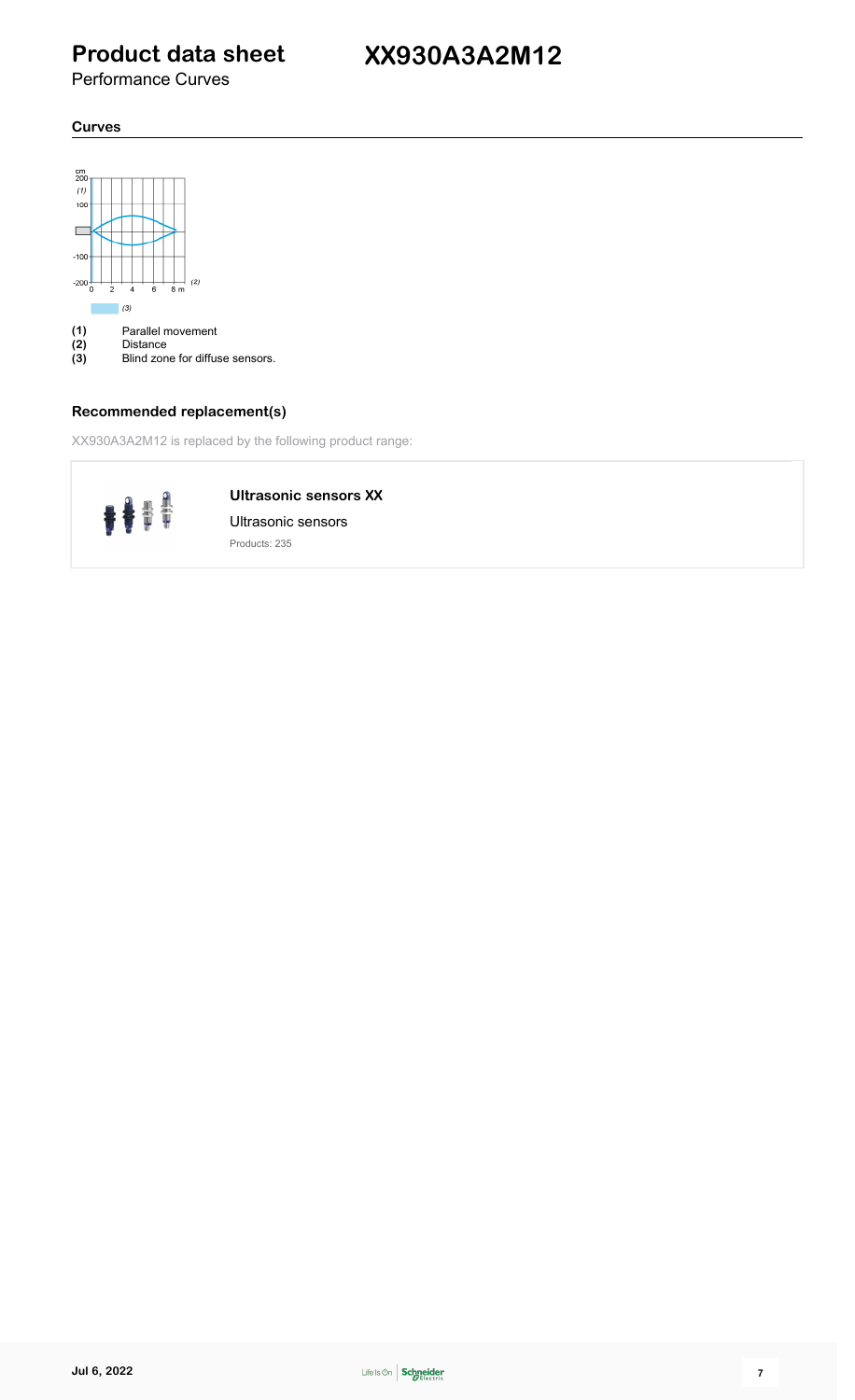# Product data sheet

Performance Curves

# XX930A3A2M12

### Curves

cm
200
(1)
100
-100
-200
0
2
4
6
8 m
(2)
(3)

**(1)** Parallel movement
**(2)** Distance
**(3)** Blind zone for diffuse sensors.

### Recommended replacement(s)

XX930A3A2M12 is replaced by the following product range:

**Ultrasonic sensors XX**

Ultrasonic sensors

Products: 235